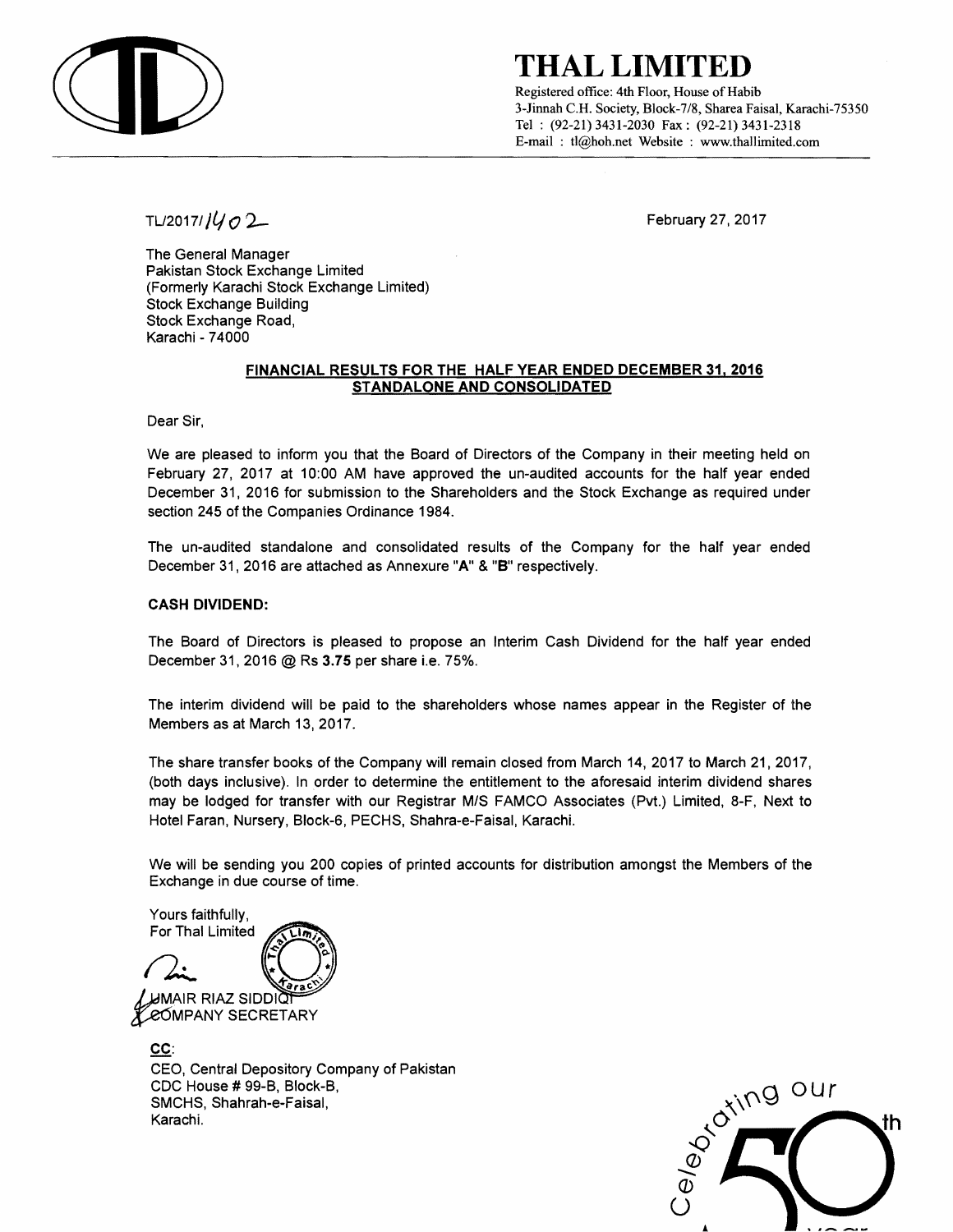# THAL LIMITED

Registered office: 4th Floor, House of Habib
3-Jinnah C.H. Society, Block-7/8, Sharea Faisal, Karachi-75350
Tel : (92-21) 3431-2030 Fax : (92-21) 3431-2318
E-mail : tl@hoh.net Website : www.thallimited.com

TL/2017/1402

February 27, 2017

The General Manager
Pakistan Stock Exchange Limited
(Formerly Karachi Stock Exchange Limited)
Stock Exchange Building
Stock Exchange Road,
Karachi - 74000

**FINANCIAL RESULTS FOR THE HALF YEAR ENDED DECEMBER 31, 2016**
**STANDALONE AND CONSOLIDATED**

Dear Sir,

We are pleased to inform you that the Board of Directors of the Company in their meeting held on February 27, 2017 at 10:00 AM have approved the un-audited accounts for the half year ended December 31, 2016 for submission to the Shareholders and the Stock Exchange as required under section 245 of the Companies Ordinance 1984.

The un-audited standalone and consolidated results of the Company for the half year ended December 31, 2016 are attached as Annexure "**A**" & "**B**" respectively.

**CASH DIVIDEND:**

The Board of Directors is pleased to propose an Interim Cash Dividend for the half year ended December 31, 2016 @ Rs **3.75** per share i.e. 75%.

The interim dividend will be paid to the shareholders whose names appear in the Register of the Members as at March 13, 2017.

The share transfer books of the Company will remain closed from March 14, 2017 to March 21, 2017, (both days inclusive). In order to determine the entitlement to the aforesaid interim dividend shares may be lodged for transfer with our Registrar M/S FAMCO Associates (Pvt.) Limited, 8-F, Next to Hotel Faran, Nursery, Block-6, PECHS, Shahra-e-Faisal, Karachi.

We will be sending you 200 copies of printed accounts for distribution amongst the Members of the Exchange in due course of time.

Yours faithfully,
For Thal Limited

UMAIR RIAZ SIDDIQI
COMPANY SECRETARY

**CC**:
CEO, Central Depository Company of Pakistan
CDC House # 99-B, Block-B,
SMCHS, Shahrah-e-Faisal,
Karachi.

Celebrating our 50th year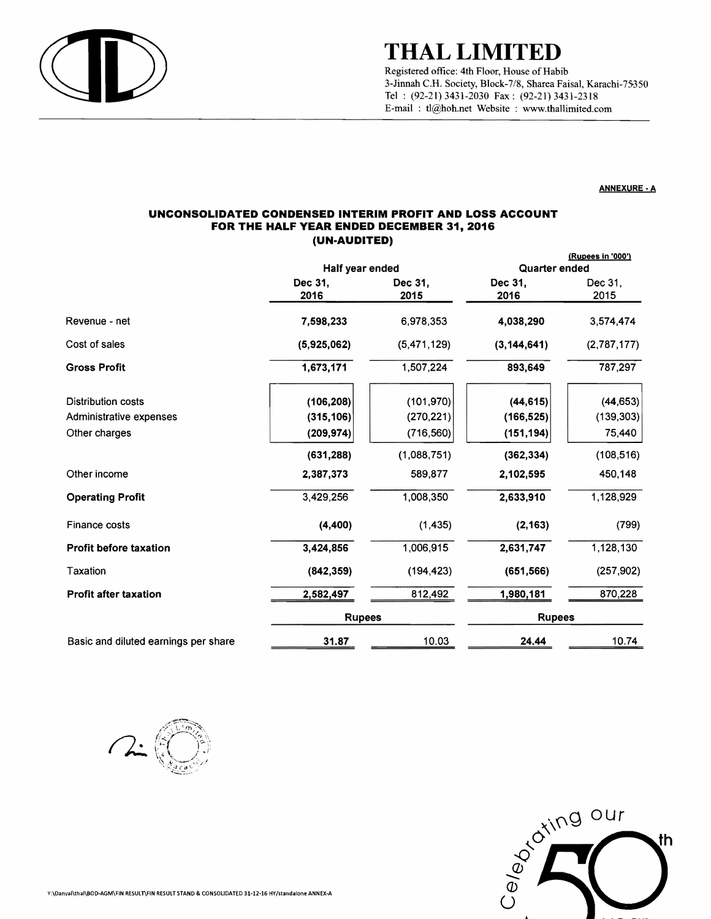# THAL LIMITED

Registered office: 4th Floor, House of Habib
3-Jinnah C.H. Society, Block-7/8, Sharea Faisal, Karachi-75350
Tel : (92-21) 3431-2030 Fax : (92-21) 3431-2318
E-mail : tl@hoh.net Website : www.thallimited.com

**ANNEXURE - A**

## UNCONSOLIDATED CONDENSED INTERIM PROFIT AND LOSS ACCOUNT FOR THE HALF YEAR ENDED DECEMBER 31, 2016 (UN-AUDITED)

(Rupees in '000')

| | Half year ended | | Quarter ended | |
|---|---|---|---|---|
| | Dec 31, 2016 | Dec 31, 2015 | Dec 31, 2016 | Dec 31, 2015 |
| Revenue - net | **7,598,233** | 6,978,353 | **4,038,290** | 3,574,474 |
| Cost of sales | **(5,925,062)** | (5,471,129) | **(3,144,641)** | (2,787,177) |
| **Gross Profit** | **1,673,171** | 1,507,224 | **893,649** | 787,297 |
| Distribution costs | **(106,208)** | (101,970) | **(44,615)** | (44,653) |
| Administrative expenses | **(315,106)** | (270,221) | **(166,525)** | (139,303) |
| Other charges | **(209,974)** | (716,560) | **(151,194)** | 75,440 |
| | **(631,288)** | (1,088,751) | **(362,334)** | (108,516) |
| Other income | **2,387,373** | 589,877 | **2,102,595** | 450,148 |
| **Operating Profit** | 3,429,256 | 1,008,350 | **2,633,910** | 1,128,929 |
| Finance costs | **(4,400)** | (1,435) | **(2,163)** | (799) |
| **Profit before taxation** | **3,424,856** | 1,006,915 | **2,631,747** | 1,128,130 |
| Taxation | **(842,359)** | (194,423) | **(651,566)** | (257,902) |
| **Profit after taxation** | **2,582,497** | 812,492 | **1,980,181** | 870,228 |
| | Rupees | | Rupees | |
| Basic and diluted earnings per share | **31.87** | 10.03 | **24.44** | 10.74 |

Celebrating our 50th

Y:\Danyal\thal\BOD-AGM\FIN RESULT\FIN RESULT STAND & CONSOLIDATED 31-12-16 HY/standalone ANNEX-A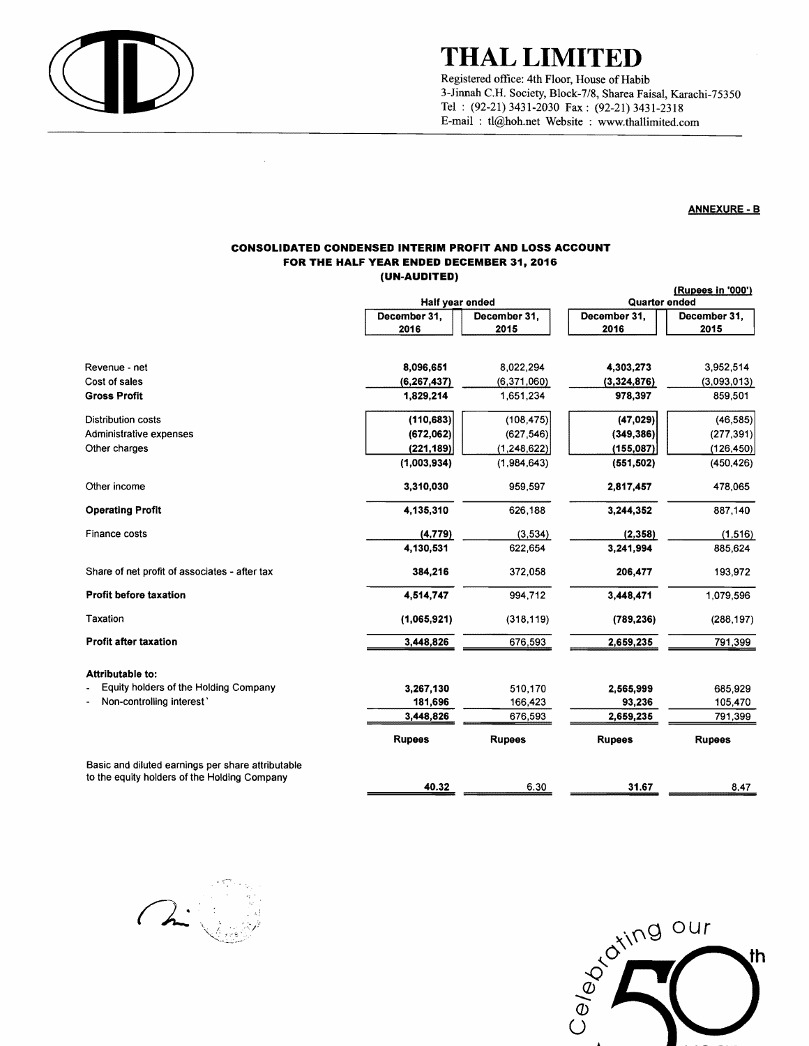# THAL LIMITED

Registered office: 4th Floor, House of Habib
3-Jinnah C.H. Society, Block-7/8, Sharea Faisal, Karachi-75350
Tel : (92-21) 3431-2030 Fax : (92-21) 3431-2318
E-mail : tl@hoh.net Website : www.thallimited.com

**ANNEXURE - B**

**CONSOLIDATED CONDENSED INTERIM PROFIT AND LOSS ACCOUNT**
**FOR THE HALF YEAR ENDED DECEMBER 31, 2016**
**(UN-AUDITED)**

(Rupees in '000')

| | Half year ended | | Quarter ended | |
|---|---|---|---|---|
| | December 31, 2016 | December 31, 2015 | December 31, 2016 | December 31, 2015 |
| Revenue - net | **8,096,651** | 8,022,294 | **4,303,273** | 3,952,514 |
| Cost of sales | **(6,267,437)** | (6,371,060) | **(3,324,876)** | (3,093,013) |
| **Gross Profit** | **1,829,214** | 1,651,234 | **978,397** | 859,501 |
| Distribution costs | **(110,683)** | (108,475) | **(47,029)** | (46,585) |
| Administrative expenses | **(672,062)** | (627,546) | **(349,386)** | (277,391) |
| Other charges | **(221,189)** | (1,248,622) | **(155,087)** | (126,450) |
| | **(1,003,934)** | (1,984,643) | **(551,502)** | (450,426) |
| Other income | **3,310,030** | 959,597 | **2,817,457** | 478,065 |
| **Operating Profit** | **4,135,310** | 626,188 | **3,244,352** | 887,140 |
| Finance costs | **(4,779)** | (3,534) | **(2,358)** | (1,516) |
| | **4,130,531** | 622,654 | **3,241,994** | 885,624 |
| Share of net profit of associates - after tax | **384,216** | 372,058 | **206,477** | 193,972 |
| **Profit before taxation** | **4,514,747** | 994,712 | **3,448,471** | 1,079,596 |
| Taxation | **(1,065,921)** | (318,119) | **(789,236)** | (288,197) |
| **Profit after taxation** | **3,448,826** | 676,593 | **2,659,235** | 791,399 |
| **Attributable to:** | | | | |
| - Equity holders of the Holding Company | **3,267,130** | 510,170 | **2,565,999** | 685,929 |
| - Non-controlling interest | **181,696** | 166,423 | **93,236** | 105,470 |
| | **3,448,826** | 676,593 | **2,659,235** | 791,399 |
| | **Rupees** | **Rupees** | **Rupees** | **Rupees** |
| Basic and diluted earnings per share attributable to the equity holders of the Holding Company | **40.32** | 6.30 | **31.67** | 8.47 |

Celebrating our 50th